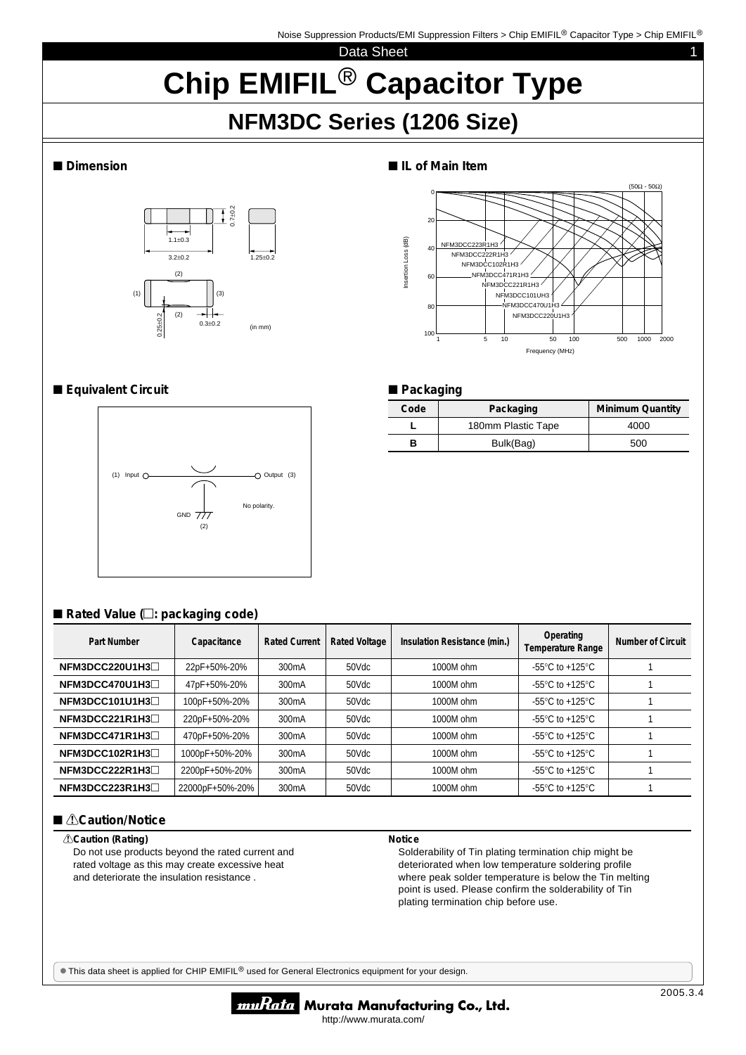# Chip EMIFIL® Capacitor Type

## NFM3DC Series (1206 Size)

### ■ Dimension

1.1±0.3

3.2±0.2

0.7±0.2

1.25±0.2

(1) (2) (3)

0.25±0.2

0.3±0.2

(in mm)

### ■ IL of Main Item

(50Ω - 50Ω)

Insertion Loss (dB)

Frequency (MHz)

NFM3DCC223R1H3
NFM3DCC222R1H3
NFM3DCC102R1H3
NFM3DCC471R1H3
NFM3DCC221R1H3
NFM3DCC101UH3
NFM3DCC470U1H3
NFM3DCC220U1H3

### ■ Equivalent Circuit

(1) Input — Output (3)

GND (2)

No polarity.

### ■ Packaging

| Code | Packaging | Minimum Quantity |
|---|---|---|
| L | 180mm Plastic Tape | 4000 |
| B | Bulk(Bag) | 500 |

### ■ Rated Value (□: packaging code)

| Part Number | Capacitance | Rated Current | Rated Voltage | Insulation Resistance (min.) | Operating Temperature Range | Number of Circuit |
|---|---|---|---|---|---|---|
| NFM3DCC220U1H3□ | 22pF+50%-20% | 300mA | 50Vdc | 1000M ohm | -55°C to +125°C | 1 |
| NFM3DCC470U1H3□ | 47pF+50%-20% | 300mA | 50Vdc | 1000M ohm | -55°C to +125°C | 1 |
| NFM3DCC101U1H3□ | 100pF+50%-20% | 300mA | 50Vdc | 1000M ohm | -55°C to +125°C | 1 |
| NFM3DCC221R1H3□ | 220pF+50%-20% | 300mA | 50Vdc | 1000M ohm | -55°C to +125°C | 1 |
| NFM3DCC471R1H3□ | 470pF+50%-20% | 300mA | 50Vdc | 1000M ohm | -55°C to +125°C | 1 |
| NFM3DCC102R1H3□ | 1000pF+50%-20% | 300mA | 50Vdc | 1000M ohm | -55°C to +125°C | 1 |
| NFM3DCC222R1H3□ | 2200pF+50%-20% | 300mA | 50Vdc | 1000M ohm | -55°C to +125°C | 1 |
| NFM3DCC223R1H3□ | 22000pF+50%-20% | 300mA | 50Vdc | 1000M ohm | -55°C to +125°C | 1 |

### ■ ⚠Caution/Notice

**⚠Caution (Rating)**

Do not use products beyond the rated current and rated voltage as this may create excessive heat and deteriorate the insulation resistance .

**Notice**

Solderability of Tin plating termination chip might be deteriorated when low temperature soldering profile where peak solder temperature is below the Tin melting point is used. Please confirm the solderability of Tin plating termination chip before use.

● This data sheet is applied for CHIP EMIFIL® used for General Electronics equipment for your design.

2005.3.4

Murata Manufacturing Co., Ltd.
http://www.murata.com/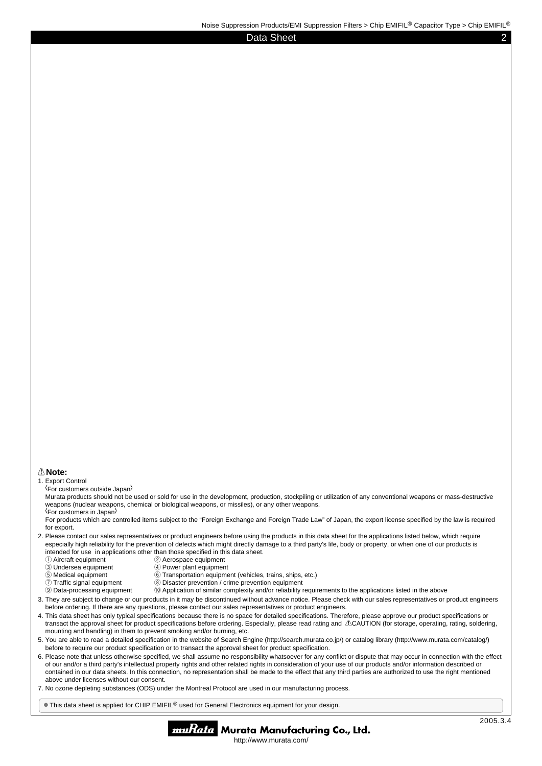## ⚠Note:

1. Export Control

〈For customers outside Japan〉

Murata products should not be used or sold for use in the development, production, stockpiling or utilization of any conventional weapons or mass-destructive weapons (nuclear weapons, chemical or biological weapons, or missiles), or any other weapons.

〈For customers in Japan〉

For products which are controlled items subject to the "Foreign Exchange and Foreign Trade Law" of Japan, the export license specified by the law is required for export.

2. Please contact our sales representatives or product engineers before using the products in this data sheet for the applications listed below, which require especially high reliability for the prevention of defects which might directly damage to a third party's life, body or property, or when one of our products is intended for use in applications other than those specified in this data sheet.
   - ① Aircraft equipment
   - ② Aerospace equipment
   - ③ Undersea equipment
   - ④ Power plant equipment
   - ⑤ Medical equipment
   - ⑥ Transportation equipment (vehicles, trains, ships, etc.)
   - ⑦ Traffic signal equipment
   - ⑧ Disaster prevention / crime prevention equipment
   - ⑨ Data-processing equipment
   - ⑩ Application of similar complexity and/or reliability requirements to the applications listed in the above
3. They are subject to change or our products in it may be discontinued without advance notice. Please check with our sales representatives or product engineers before ordering. If there are any questions, please contact our sales representatives or product engineers.
4. This data sheet has only typical specifications because there is no space for detailed specifications. Therefore, please approve our product specifications or transact the approval sheet for product specifications before ordering. Especially, please read rating and ⚠CAUTION (for storage, operating, rating, soldering, mounting and handling) in them to prevent smoking and/or burning, etc.
5. You are able to read a detailed specification in the website of Search Engine (http://search.murata.co.jp/) or catalog library (http://www.murata.com/catalog/) before to require our product specification or to transact the approval sheet for product specification.
6. Please note that unless otherwise specified, we shall assume no responsibility whatsoever for any conflict or dispute that may occur in connection with the effect of our and/or a third party's intellectual property rights and other related rights in consideration of your use of our products and/or information described or contained in our data sheets. In this connection, no representation shall be made to the effect that any third parties are authorized to use the right mentioned above under licenses without our consent.
7. No ozone depleting substances (ODS) under the Montreal Protocol are used in our manufacturing process.

● This data sheet is applied for CHIP EMIFIL® used for General Electronics equipment for your design.

2005.3.4

Murata Manufacturing Co., Ltd.

http://www.murata.com/